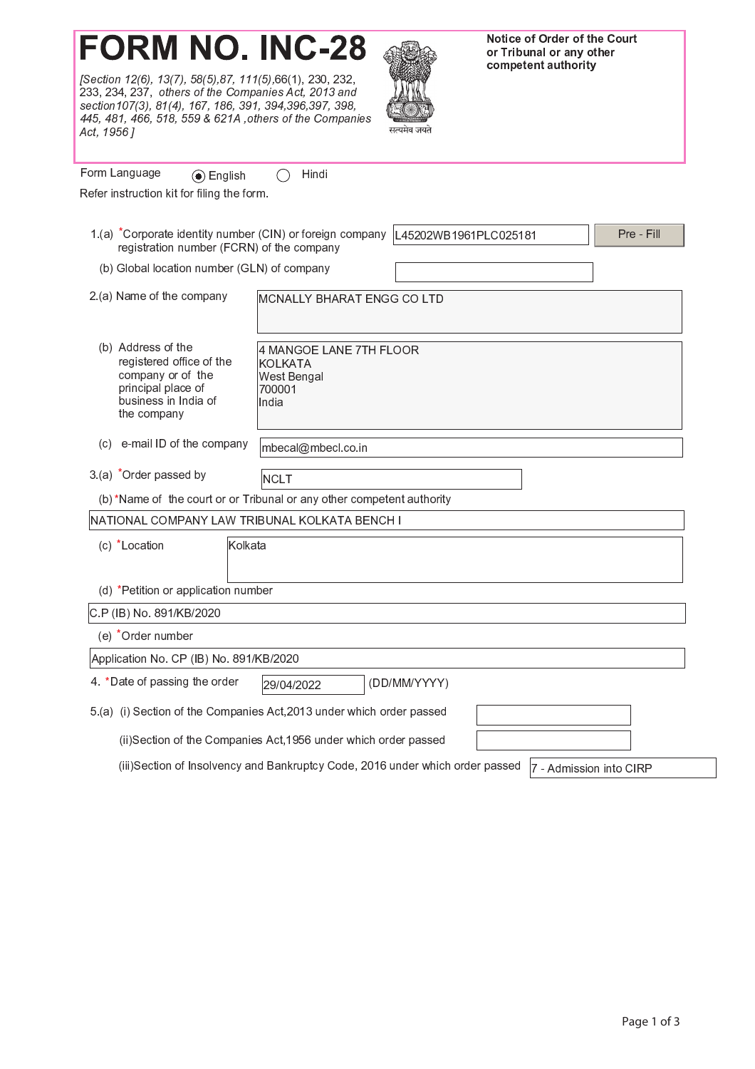# FORM NO. INC-28

*[Section 12(6), 13(7), 58(5),87, 111(5),66(1), 230, 232, 233, 234, 237, others of the Companies Act, 2013 and section107(3), 81(4), 167, 186, 391, 394,396,397, 398, 445, 481, 466, 518, 559 & 621A ,others of the Companies Act, 1956 ]*

सत्यमेव जयते

**Notice of Order of the Court or Tribunal or any other competent authority**

Form Language ◉ English ◯ Hindi

Refer instruction kit for filing the form.

1.(a) *Corporate identity number (CIN) or foreign company registration number (FCRN) of the company: L45202WB1961PLC025181 [Pre - Fill]

(b) Global location number (GLN) of company:

2.(a) Name of the company: MCNALLY BHARAT ENGG CO LTD

(b) Address of the registered office of the company or of the principal place of business in India of the company:
4 MANGOE LANE 7TH FLOOR
KOLKATA
West Bengal
700001
India

(c) e-mail ID of the company: mbecal@mbecl.co.in

3.(a) *Order passed by: NCLT

(b) *Name of the court or or Tribunal or any other competent authority:
NATIONAL COMPANY LAW TRIBUNAL KOLKATA BENCH I

(c) *Location: Kolkata

(d) *Petition or application number:
C.P (IB) No. 891/KB/2020

(e) *Order number:
Application No. CP (IB) No. 891/KB/2020

4. *Date of passing the order: 29/04/2022 (DD/MM/YYYY)

5.(a) (i) Section of the Companies Act,2013 under which order passed:

(ii)Section of the Companies Act,1956 under which order passed:

(iii)Section of Insolvency and Bankruptcy Code, 2016 under which order passed: 7 - Admission into CIRP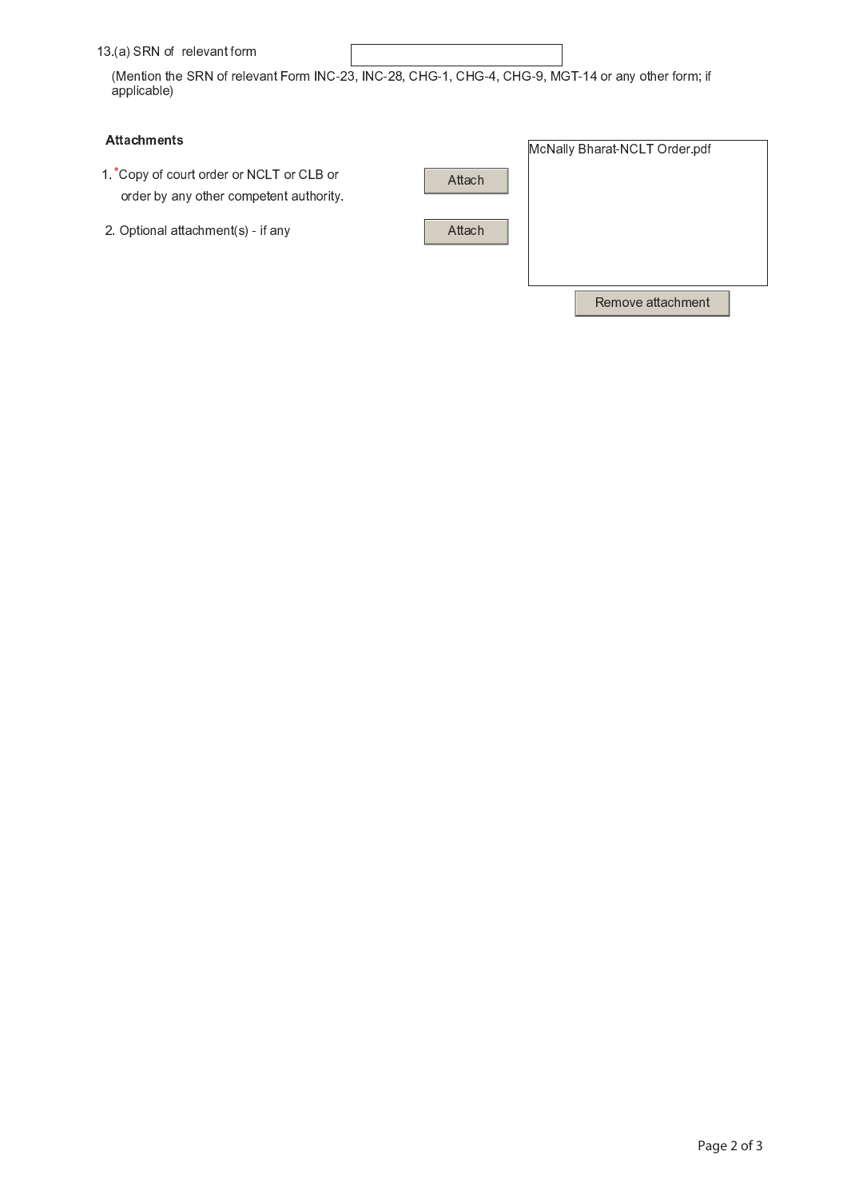13.(a) SRN of relevant form

(Mention the SRN of relevant Form INC-23, INC-28, CHG-1, CHG-4, CHG-9, MGT-14 or any other form; if applicable)

**Attachments**

1. *Copy of court order or NCLT or CLB or order by any other competent authority. Attach

2. Optional attachment(s) - if any Attach

McNally Bharat-NCLT Order.pdf

Remove attachment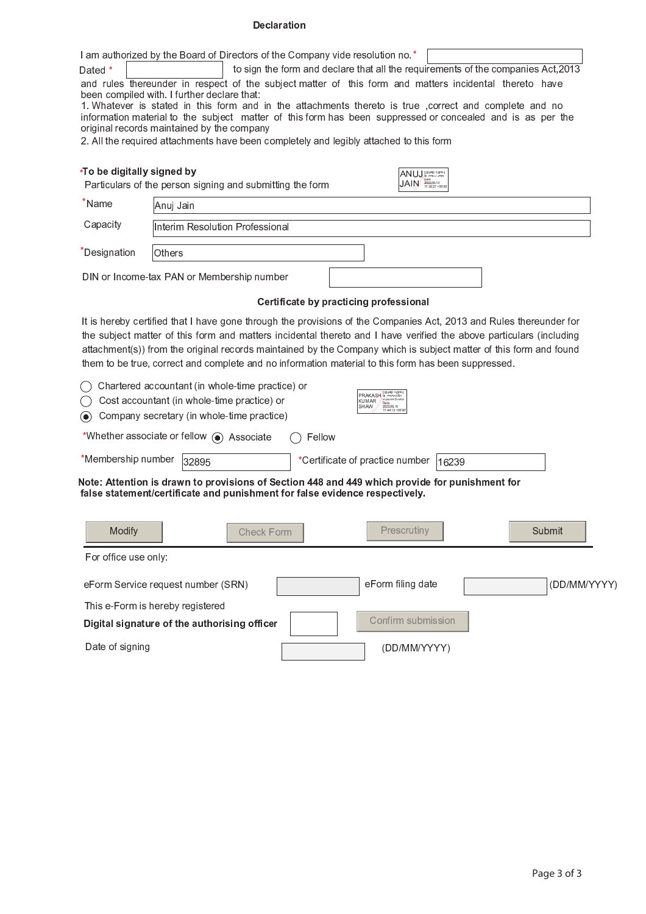## Declaration

I am authorized by the Board of Directors of the Company vide resolution no.* 

Dated * to sign the form and declare that all the requirements of the companies Act,2013 and rules thereunder in respect of the subject matter of this form and matters incidental thereto have been compiled with. I further declare that:

1. Whatever is stated in this form and in the attachments thereto is true ,correct and complete and no information material to the subject matter of this form has been suppressed or concealed and is as per the original records maintained by the company
2. All the required attachments have been completely and legibly attached to this form

*To be digitally signed by

Particulars of the person signing and submitting the form

ANUJ JAIN

| | |
|---|---|
| *Name | Anuj Jain |
| Capacity | Interim Resolution Professional |
| *Designation | Others |
| DIN or Income-tax PAN or Membership number | |

### Certificate by practicing professional

It is hereby certified that I have gone through the provisions of the Companies Act, 2013 and Rules thereunder for the subject matter of this form and matters incidental thereto and I have verified the above particulars (including attachment(s)) from the original records maintained by the Company which is subject matter of this form and found them to be true, correct and complete and no information material to this form has been suppressed.

- ○ Chartered accountant (in whole-time practice) or
- ○ Cost accountant (in whole-time practice) or
- ◉ Company secretary (in whole-time practice)

PRAKASH KUMAR SHAW

*Whether associate or fellow ◉ Associate ○ Fellow

*Membership number 32895 *Certificate of practice number 16239

**Note: Attention is drawn to provisions of Section 448 and 449 which provide for punishment for false statement/certificate and punishment for false evidence respectively.**

Modify | Check Form | Prescrutiny | Submit

For office use only:

eForm Service request number (SRN) eForm filing date (DD/MM/YYYY)

This e-Form is hereby registered

**Digital signature of the authorising officer** Confirm submission

Date of signing (DD/MM/YYYY)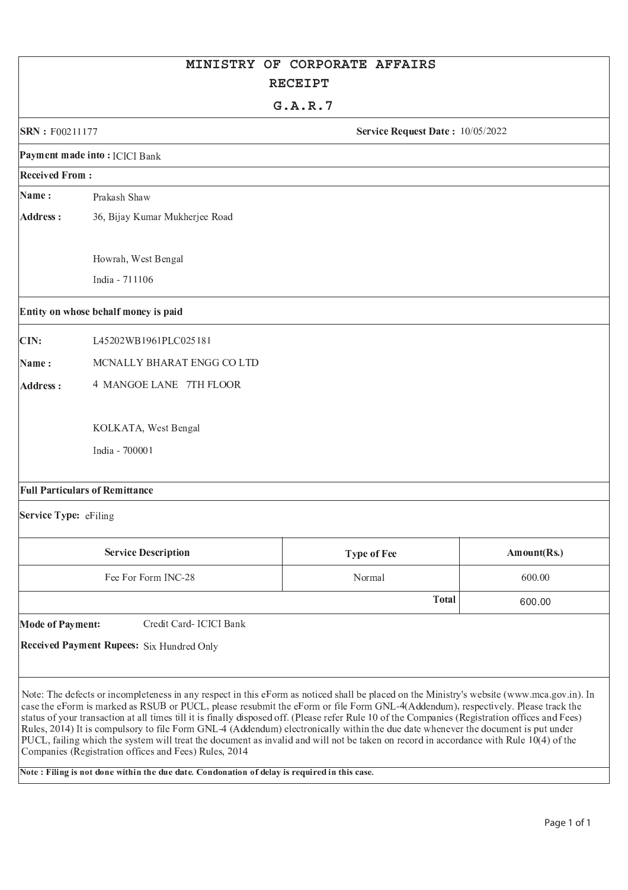# MINISTRY OF CORPORATE AFFAIRS
## RECEIPT
## G.A.R.7

**SRN :** F00211177 **Service Request Date :** 10/05/2022

**Payment made into :** ICICI Bank

**Received From :**

**Name :** Prakash Shaw

**Address :** 36, Bijay Kumar Mukherjee Road

Howrah, West Bengal

India - 711106

**Entity on whose behalf money is paid**

**CIN:** L45202WB1961PLC025181

**Name :** MCNALLY BHARAT ENGG CO LTD

**Address :** 4 MANGOE LANE 7TH FLOOR

KOLKATA, West Bengal

India - 700001

**Full Particulars of Remittance**

**Service Type:** eFiling

| Service Description | Type of Fee | Amount(Rs.) |
|---|---|---|
| Fee For Form INC-28 | Normal | 600.00 |
| | **Total** | 600.00 |

**Mode of Payment:** Credit Card- ICICI Bank

**Received Payment Rupees:** Six Hundred Only

Note: The defects or incompleteness in any respect in this eForm as noticed shall be placed on the Ministry's website (www.mca.gov.in). In case the eForm is marked as RSUB or PUCL, please resubmit the eForm or file Form GNL-4(Addendum), respectively. Please track the status of your transaction at all times till it is finally disposed off. (Please refer Rule 10 of the Companies (Registration offices and Fees) Rules, 2014) It is compulsory to file Form GNL-4 (Addendum) electronically within the due date whenever the document is put under PUCL, failing which the system will treat the document as invalid and will not be taken on record in accordance with Rule 10(4) of the Companies (Registration offices and Fees) Rules, 2014

**Note : Filing is not done within the due date. Condonation of delay is required in this case.**